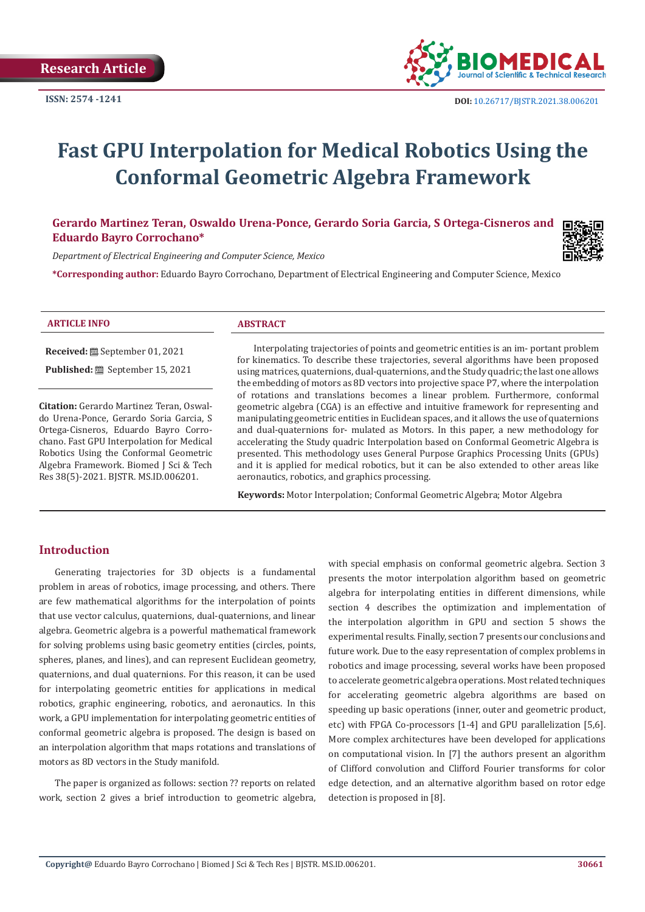Research Article

ISSN: 2574 -1241

DOI: 10.26717/BJSTR.2021.38.006201

# Fast GPU Interpolation for Medical Robotics Using the Conformal Geometric Algebra Framework

**Gerardo Martinez Teran, Oswaldo Urena-Ponce, Gerardo Soria Garcia, S Ortega-Cisneros and Eduardo Bayro Corrochano***

*Department of Electrical Engineering and Computer Science, Mexico*

***Corresponding author:** Eduardo Bayro Corrochano, Department of Electrical Engineering and Computer Science, Mexico

### ARTICLE INFO

**Received:** September 01, 2021

**Published:** September 15, 2021

**Citation:** Gerardo Martinez Teran, Oswaldo Urena-Ponce, Gerardo Soria Garcia, S Ortega-Cisneros, Eduardo Bayro Corrochano. Fast GPU Interpolation for Medical Robotics Using the Conformal Geometric Algebra Framework. Biomed J Sci & Tech Res 38(5)-2021. BJSTR. MS.ID.006201.

### ABSTRACT

Interpolating trajectories of points and geometric entities is an im- portant problem for kinematics. To describe these trajectories, several algorithms have been proposed using matrices, quaternions, dual-quaternions, and the Study quadric; the last one allows the embedding of motors as 8D vectors into projective space P7, where the interpolation of rotations and translations becomes a linear problem. Furthermore, conformal geometric algebra (CGA) is an effective and intuitive framework for representing and manipulating geometric entities in Euclidean spaces, and it allows the use of quaternions and dual-quaternions for- mulated as Motors. In this paper, a new methodology for accelerating the Study quadric Interpolation based on Conformal Geometric Algebra is presented. This methodology uses General Purpose Graphics Processing Units (GPUs) and it is applied for medical robotics, but it can be also extended to other areas like aeronautics, robotics, and graphics processing.

**Keywords:** Motor Interpolation; Conformal Geometric Algebra; Motor Algebra

## Introduction

Generating trajectories for 3D objects is a fundamental problem in areas of robotics, image processing, and others. There are few mathematical algorithms for the interpolation of points that use vector calculus, quaternions, dual-quaternions, and linear algebra. Geometric algebra is a powerful mathematical framework for solving problems using basic geometry entities (circles, points, spheres, planes, and lines), and can represent Euclidean geometry, quaternions, and dual quaternions. For this reason, it can be used for interpolating geometric entities for applications in medical robotics, graphic engineering, robotics, and aeronautics. In this work, a GPU implementation for interpolating geometric entities of conformal geometric algebra is proposed. The design is based on an interpolation algorithm that maps rotations and translations of motors as 8D vectors in the Study manifold.

The paper is organized as follows: section ?? reports on related work, section 2 gives a brief introduction to geometric algebra, with special emphasis on conformal geometric algebra. Section 3 presents the motor interpolation algorithm based on geometric algebra for interpolating entities in different dimensions, while section 4 describes the optimization and implementation of the interpolation algorithm in GPU and section 5 shows the experimental results. Finally, section 7 presents our conclusions and future work. Due to the easy representation of complex problems in robotics and image processing, several works have been proposed to accelerate geometric algebra operations. Most related techniques for accelerating geometric algebra algorithms are based on speeding up basic operations (inner, outer and geometric product, etc) with FPGA Co-processors [1-4] and GPU parallelization [5,6]. More complex architectures have been developed for applications on computational vision. In [7] the authors present an algorithm of Clifford convolution and Clifford Fourier transforms for color edge detection, and an alternative algorithm based on rotor edge detection is proposed in [8].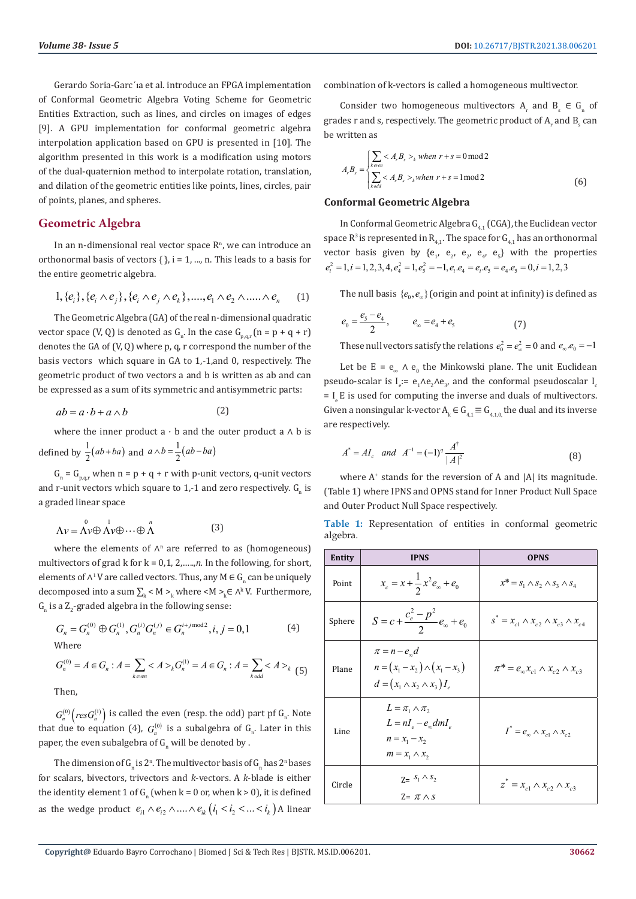Gerardo Soria-Garc´ıa et al. introduce an FPGA implementation of Conformal Geometric Algebra Voting Scheme for Geometric Entities Extraction, such as lines, and circles on images of edges [9]. A GPU implementation for conformal geometric algebra interpolation application based on GPU is presented in [10]. The algorithm presented in this work is a modification using motors of the dual-quaternion method to interpolate rotation, translation, and dilation of the geometric entities like points, lines, circles, pair of points, planes, and spheres.

## Geometric Algebra

In an n-dimensional real vector space $R^n$, we can introduce an orthonormal basis of vectors { }, i = 1, ..., n. This leads to a basis for the entire geometric algebra.

$$1, \{e_i\}, \{e_i \wedge e_j\}, \{e_i \wedge e_j \wedge e_k\}, ...., e_1 \wedge e_2 \wedge ..... \wedge e_n \qquad (1)$$

The Geometric Algebra (GA) of the real n-dimensional quadratic vector space (V, Q) is denoted as $G_n$. In the case $G_{p,q,r}$ (n = p + q + r) denotes the GA of (V, Q) where p, q, r correspond the number of the basis vectors which square in GA to 1,-1,and 0, respectively. The geometric product of two vectors a and b is written as ab and can be expressed as a sum of its symmetric and antisymmetric parts:

$$ab = a \cdot b + a \wedge b \qquad (2)$$

where the inner product $a \cdot b$ and the outer product $a \wedge b$ is defined by $\frac{1}{2}(ab + ba)$ and $a \wedge b = \frac{1}{2}(ab - ba)$

$G_n = G_{p,q,r}$ when n = p + q + r with p-unit vectors, q-unit vectors and r-unit vectors which square to 1,-1 and zero respectively. $G_n$ is a graded linear space

$$\Lambda v = \overset{0}{\Lambda} v \oplus \overset{1}{\Lambda} v \oplus \cdots \oplus \overset{n}{\Lambda} \qquad (3)$$

where the elements of $\wedge^n$ are referred to as (homogeneous) multivectors of grad k for k = 0,1, 2,.....,*n*. In the following, for short, elements of $\wedge^1 V$ are called vectors. Thus, any $M \in G_n$ can be uniquely decomposed into a sum $\sum_k < M >_k$ where $<M>_k \in \wedge^k V$. Furthermore, $G_n$ is a $Z_2$-graded algebra in the following sense:

$$G_n = G_n^{(0)} \oplus G_n^{(1)}, G_n^{(i)} G_n^{(j)} \in G_n^{i+j \bmod 2}, i, j = 0,1 \qquad (4)$$

Where

$$G_n^{(0)} = A \in G_n : A = \sum_{k\,even} < A >_k G_n^{(1)} = A \in G_n : A = \sum_{k\,odd} < A >_k \quad (5)$$

Then,

$G_n^{(0)}\left(res G_n^{(1)}\right)$ is called the even (resp. the odd) part pf $G_n$. Note that due to equation (4), $G_n^{(0)}$ is a subalgebra of $G_n$. Later in this paper, the even subalgebra of $G_n$ will be denoted by .

The dimension of $G_n$ is $2^n$. The multivector basis of $G_n$ has $2^n$ bases for scalars, bivectors, trivectors and *k*-vectors. A *k*-blade is either the identity element 1 of $G_n$ (when k = 0 or, when k > 0), it is defined as the wedge product $e_{i1} \wedge e_{i2} \wedge .... \wedge e_{ik} \left(i_1 < i_2 < ... < i_k\right)$ A linear combination of k-vectors is called a homogeneous multivector.

Consider two homogeneous multivectors $A_r$ and $B_s \in G_n$ of grades r and s, respectively. The geometric product of $A_r$ and $B_s$ can be written as

$$A_r B_s = \begin{cases} \sum_{k\,even} < A_r B_s >_k \; when \; r+s = 0 \bmod 2 \\ \sum_{k\,odd} < A_r B_s >_k when \; r+s = 1 \bmod 2 \end{cases} \qquad (6)$$

### Conformal Geometric Algebra

In Conformal Geometric Algebra $G_{4,1}$ (CGA), the Euclidean vector space $R^3$ is represented in $R_{4,1}$. The space for $G_{4,1}$ has an orthonormal vector basis given by $\{e_1, e_2, e_3, e_4, e_5\}$ with the properties $e_i^2 = 1, i = 1,2,3,4, e_4^2 = 1, e_5^2 = -1, e_i . e_4 = e_i . e_5 = e_4 . e_5 = 0, i = 1,2,3$

The null basis $\{e_0, e_\infty\}$ (origin and point at infinity) is defined as

$$e_0 = \frac{e_5 - e_4}{2}, \qquad e_\infty = e_4 + e_5 \qquad (7)$$

These null vectors satisfy the relations $e_0^2 = e_\infty^2 = 0$ and $e_\infty . e_0 = -1$

Let be $E = e_\infty \wedge e_0$ the Minkowski plane. The unit Euclidean pseudo-scalar is $I_e := e_1 \wedge e_2 \wedge e_3$, and the conformal pseudoscalar $I_c = I_e E$ is used for computing the inverse and duals of multivectors. Given a nonsingular k-vector $A_k \in G_{4,1} \equiv G_{4,1,0,}$ the dual and its inverse are respectively.

$$A^* = AI_c \quad and \quad A^{-1} = (-1)^q \frac{A^\dagger}{|A|^2} \qquad (8)$$

where $A^+$ stands for the reversion of A and |A| its magnitude. (Table 1) where IPNS and OPNS stand for Inner Product Null Space and Outer Product Null Space respectively.

**Table 1:** Representation of entities in conformal geometric algebra.

| Entity | IPNS | OPNS |
|---|---|---|
| Point | $x_c = x + \frac{1}{2}x^2 e_\infty + e_0$ | $x^* = s_1 \wedge s_2 \wedge s_3 \wedge s_4$ |
| Sphere | $S = c + \frac{c_e^2 - p^2}{2} e_\infty + e_0$ | $s^* = x_{c1} \wedge x_{c2} \wedge x_{c3} \wedge x_{c4}$ |
| Plane | $\pi = n - e_\infty d$<br>$n = (x_1 - x_2) \wedge (x_1 - x_3)$<br>$d = (x_1 \wedge x_2 \wedge x_3) I_e$ | $\pi^* = e_\infty x_{c1} \wedge x_{c2} \wedge x_{c3}$ |
| Line | $L = \pi_1 \wedge \pi_2$<br>$L = nI_e - e_\infty dmI_e$<br>$n = x_1 - x_2$<br>$m = x_1 \wedge x_2$ | $l^* = e_\infty \wedge x_{c1} \wedge x_{c2}$ |
| Circle | $Z = s_1 \wedge s_2$<br>$Z = \pi \wedge s$ | $z^* = x_{c1} \wedge x_{c2} \wedge x_{c3}$ |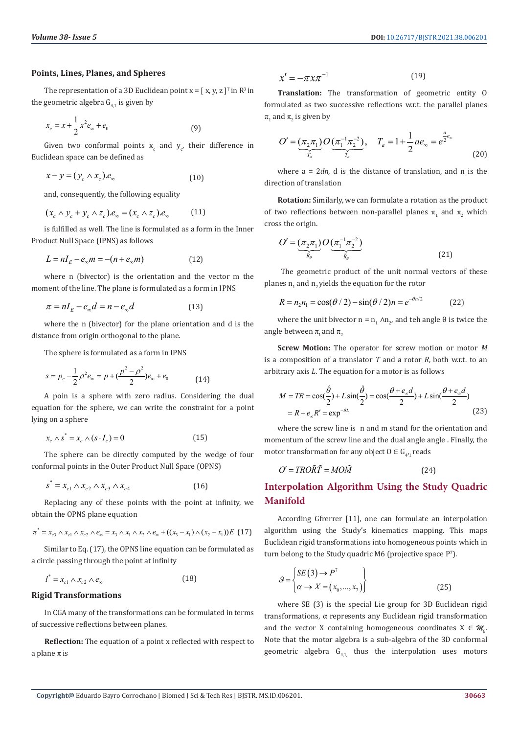### Points, Lines, Planes, and Spheres

The representation of a 3D Euclidean point $x = [x, y, z]^T$ in $R^3$ in the geometric algebra $G_{4,1}$ is given by

$$x_c = x + \frac{1}{2}x^2 e_\infty + e_0 \tag{9}$$

Given two conformal points $x_c$ and $y_c$, their difference in Euclidean space can be defined as

$$x - y = (y_c \wedge x_c).e_\infty \tag{10}$$

and, consequently, the following equality

$$(x_c \wedge y_c + y_c \wedge z_c).e_\infty = (x_c \wedge z_c).e_\infty \tag{11}$$

is fulfilled as well. The line is formulated as a form in the Inner Product Null Space (IPNS) as follows

$$L = nI_E - e_\infty m = -(n + e_\infty m) \tag{12}$$

where n (bivector) is the orientation and the vector m the moment of the line. The plane is formulated as a form in IPNS

$$\pi = nI_E - e_\infty d = n - e_\infty d \tag{13}$$

where the n (bivector) for the plane orientation and d is the distance from origin orthogonal to the plane.

The sphere is formulated as a form in IPNS

$$s = p_c - \frac{1}{2}\rho^2 e_\infty = p + \left(\frac{p^2 - \rho^2}{2}\right)e_\infty + e_0 \tag{14}$$

A poin is a sphere with zero radius. Considering the dual equation for the sphere, we can write the constraint for a point lying on a sphere

$$x_c \wedge s^* = x_c \wedge (s \cdot I_c) = 0 \tag{15}$$

The sphere can be directly computed by the wedge of four conformal points in the Outer Product Null Space (OPNS)

$$s^* = x_{c1} \wedge x_{c2} \wedge x_{c3} \wedge x_{c4} \tag{16}$$

Replacing any of these points with the point at infinity, we obtain the OPNS plane equation

$$\pi^* = x_{c3} \wedge x_{c1} \wedge x_{c2} \wedge e_\infty = x_3 \wedge x_1 \wedge x_2 \wedge e_\infty + ((x_3 - x_1) \wedge (x_2 - x_1))E \tag{17}$$

Similar to Eq. (17), the OPNS line equation can be formulated as a circle passing through the point at infinity

$$l^* = x_{c1} \wedge x_{c2} \wedge e_\infty \tag{18}$$

### Rigid Transformations

In CGA many of the transformations can be formulated in terms of successive reflections between planes.

**Reflection:** The equation of a point x reflected with respect to a plane $\pi$ is

$$x' = -\pi x \pi^{-1} \tag{19}$$

**Translation:** The transformation of geometric entity O formulated as two successive reflections w.r.t. the parallel planes $\pi_1$ and $\pi_2$ is given by

$$O' = \underbrace{(\pi_2 \pi_1)}_{T_a} O \underbrace{(\pi_1^{-1}\pi_2^{-2})}_{\tilde{T}_a}, \quad T_a = 1 + \frac{1}{2}ae_\infty = e^{\frac{a}{2}e_\infty} \tag{20}$$

where $a = 2dn$, d is the distance of translation, and n is the direction of translation

**Rotation:** Similarly, we can formulate a rotation as the product of two reflections between non-parallel planes $\pi_1$ and $\pi_2$ which cross the origin.

$$O' = \underbrace{(\pi_2 \pi_1)}_{R_\theta} O \underbrace{(\pi_1^{-1}\pi_2^{-2})}_{\tilde{R}_\theta} \tag{21}$$

The geometric product of the unit normal vectors of these planes $n_1$ and $n_2$ yields the equation for the rotor

$$R = n_2 n_1 = \cos(\theta/2) - \sin(\theta/2)n = e^{-\theta n/2} \tag{22}$$

where the unit bivector $n = n_1 \wedge n_2$, and teh angle θ is twice the angle between $\pi_1$ and $\pi_2$

**Screw Motion:** The operator for screw motion or motor *M* is a composition of a translator *T* and a rotor *R*, both w.r.t. to an arbitrary axis *L*. The equation for a motor is as follows

$$\begin{aligned} M = TR &= \cos\left(\frac{\hat{\theta}}{2}\right) + L\sin\left(\frac{\hat{\theta}}{2}\right) = \cos\left(\frac{\theta + e_\infty d}{2}\right) + L\sin\left(\frac{\theta + e_\infty d}{2}\right) \\ &= R + e_\infty R' = \exp^{-\theta L} \end{aligned} \tag{23}$$

where the screw line is n and m stand for the orientation and momentum of the screw line and the dual angle angle . Finally, the motor transformation for any object $O \in G_{4,1}$ reads

$$O' = TRO\tilde{R}\tilde{T} = MO\tilde{M} \tag{24}$$

## Interpolation Algorithm Using the Study Quadric Manifold

According Gfrerrer [11], one can formulate an interpolation algorithm using the Study's kinematics mapping. This maps Euclidean rigid transformations into homogeneous points which in turn belong to the Study quadric M6 (projective space $P^7$).

$$\vartheta = \begin{Bmatrix} SE(3) \to P^7 \\ \alpha \to X = (x_0, \ldots, x_7) \end{Bmatrix} \tag{25}$$

where SE (3) is the special Lie group for 3D Euclidean rigid transformations, α represents any Euclidean rigid transformation and the vector X containing homogeneous coordinates $X \in \mathcal{M}_6$. Note that the motor algebra is a sub-algebra of the 3D conformal geometric algebra $G_{4,1}$, thus the interpolation uses motors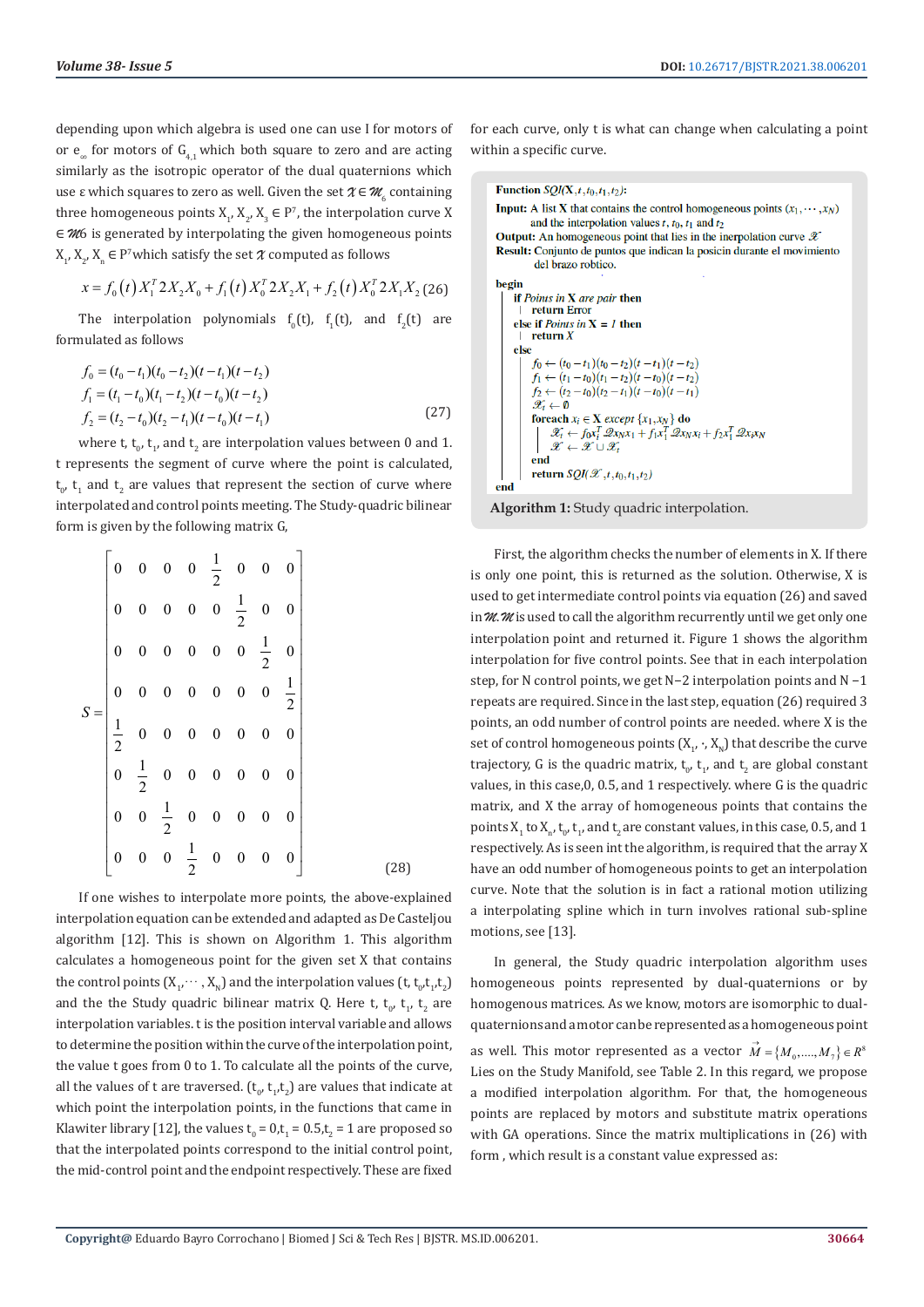depending upon which algebra is used one can use I for motors of or $e_\infty$ for motors of $G_{4,1}$ which both square to zero and are acting similarly as the isotropic operator of the dual quaternions which use ε which squares to zero as well. Given the set $\mathcal{X} \in \mathcal{M}_6$ containing three homogeneous points $X_1, X_2, X_3 \in P^7$, the interpolation curve $X \in \mathcal{M}6$ is generated by interpolating the given homogeneous points $X_1, X_2, X_n \in P^7$ which satisfy the set $\mathcal{X}$ computed as follows

$$x = f_0(t) X_1^T 2X_2 X_0 + f_1(t) X_0^T 2X_2 X_1 + f_2(t) X_0^T 2X_1 X_2 \quad (26)$$

The interpolation polynomials $f_0(t)$, $f_1(t)$, and $f_2(t)$ are formulated as follows

$$\begin{aligned} f_0 &= (t_0 - t_1)(t_0 - t_2)(t - t_1)(t - t_2) \\ f_1 &= (t_1 - t_0)(t_1 - t_2)(t - t_0)(t - t_2) \\ f_2 &= (t_2 - t_0)(t_2 - t_1)(t - t_0)(t - t_1) \end{aligned} \quad (27)$$

where t, $t_0$, $t_1$, and $t_2$ are interpolation values between 0 and 1. t represents the segment of curve where the point is calculated, $t_0$, $t_1$ and $t_2$ are values that represent the section of curve where interpolated and control points meeting. The Study-quadric bilinear form is given by the following matrix G,

$$S = \begin{bmatrix} 0 & 0 & 0 & 0 & \frac{1}{2} & 0 & 0 & 0 \\ 0 & 0 & 0 & 0 & 0 & \frac{1}{2} & 0 & 0 \\ 0 & 0 & 0 & 0 & 0 & 0 & \frac{1}{2} & 0 \\ 0 & 0 & 0 & 0 & 0 & 0 & 0 & \frac{1}{2} \\ \frac{1}{2} & 0 & 0 & 0 & 0 & 0 & 0 & 0 \\ 0 & \frac{1}{2} & 0 & 0 & 0 & 0 & 0 & 0 \\ 0 & 0 & \frac{1}{2} & 0 & 0 & 0 & 0 & 0 \\ 0 & 0 & 0 & \frac{1}{2} & 0 & 0 & 0 & 0 \end{bmatrix} \quad (28)$$

If one wishes to interpolate more points, the above-explained interpolation equation can be extended and adapted as De Casteljou algorithm [12]. This is shown on Algorithm 1. This algorithm calculates a homogeneous point for the given set X that contains the control points $(X_1, \cdots, X_N)$ and the interpolation values $(t, t_0, t_1, t_2)$ and the the Study quadric bilinear matrix Q. Here t, $t_0$, $t_1$, $t_2$ are interpolation variables. t is the position interval variable and allows to determine the position within the curve of the interpolation point, the value t goes from 0 to 1. To calculate all the points of the curve, all the values of t are traversed. $(t_0, t_1, t_2)$ are values that indicate at which point the interpolation points, in the functions that came in Klawiter library [12], the values $t_0 = 0, t_1 = 0.5, t_2 = 1$ are proposed so that the interpolated points correspond to the initial control point, the mid-control point and the endpoint respectively. These are fixed for each curve, only t is what can change when calculating a point within a specific curve.

```
Function SQI(X, t, t0, t1, t2):
Input: A list X that contains the control homogeneous points (x1, ..., xN)
       and the interpolation values t, t0, t1 and t2
Output: An homogeneous point that lies in the inerpolation curve 𝒳
Result: Conjunto de puntos que indican la posicin durante el movimiento
        del brazo robtico.

begin
    if Poinus in X are pair then
        return Error
    else if Points in X = 1 then
        return X
    else
        f0 ← (t0 − t1)(t0 − t2)(t − t1)(t − t2)
        f1 ← (t1 − t0)(t1 − t2)(t − t0)(t − t2)
        f2 ← (t2 − t0)(t2 − t1)(t − t0)(t − t1)
        𝒳t ← ∅
        foreach xi ∈ X except {x1, xN} do
            𝒳t ← f0 xi^T 𝒬 xN x1 + f1 x1^T 𝒬 xN xi + f2 x1^T 𝒬 xi xN
            𝒳 ← 𝒳 ∪ 𝒳t
        end
        return SQI(𝒳, t, t0, t1, t2)
end
```

**Algorithm 1:** Study quadric interpolation.

First, the algorithm checks the number of elements in X. If there is only one point, this is returned as the solution. Otherwise, X is used to get intermediate control points via equation (26) and saved in $\mathcal{M}$. $\mathcal{M}$ is used to call the algorithm recurrently until we get only one interpolation point and returned it. Figure 1 shows the algorithm interpolation for five control points. See that in each interpolation step, for N control points, we get N−2 interpolation points and N −1 repeats are required. Since in the last step, equation (26) required 3 points, an odd number of control points are needed. where X is the set of control homogeneous points $(X_1, \cdot, X_N)$ that describe the curve trajectory, G is the quadric matrix, $t_0$, $t_1$, and $t_2$ are global constant values, in this case,0, 0.5, and 1 respectively. where G is the quadric matrix, and X the array of homogeneous points that contains the points $X_1$ to $X_n$, $t_0$, $t_1$, and $t_2$ are constant values, in this case, 0.5, and 1 respectively. As is seen int the algorithm, is required that the array X have an odd number of homogeneous points to get an interpolation curve. Note that the solution is in fact a rational motion utilizing a interpolating spline which in turn involves rational sub-spline motions, see [13].

In general, the Study quadric interpolation algorithm uses homogeneous points represented by dual-quaternions or by homogeneous matrices. As we know, motors are isomorphic to dual-quaternions and a motor can be represented as a homogeneous point as well. This motor represented as a vector $\vec{M} = \{M_0, ...., M_7\} \in R^8$ Lies on the Study Manifold, see Table 2. In this regard, we propose a modified interpolation algorithm. For that, the homogeneous points are replaced by motors and substitute matrix operations with GA operations. Since the matrix multiplications in (26) with form , which result is a constant value expressed as: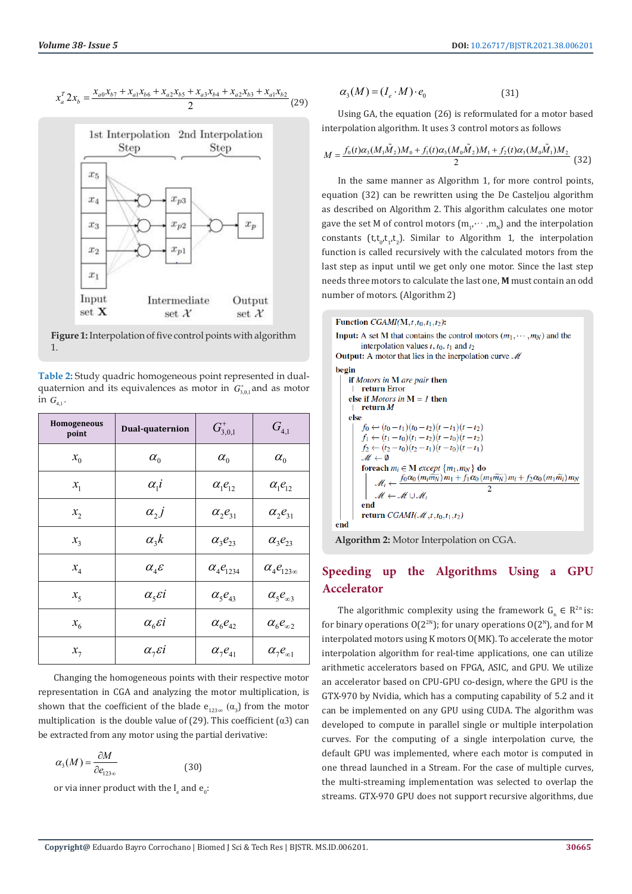$$x_a^T 2 x_b = \frac{x_{a0}x_{b7} + x_{a1}x_{b6} + x_{a2}x_{b5} + x_{a3}x_{b4} + x_{a2}x_{b3} + x_{a1}x_{b2}}{2} \quad (29)$$

Figure 1: Interpolation of five control points with algorithm 1.

Table 2: Study quadric homogeneous point represented in dual-quaternion and its equivalences as motor in $G^+_{3,0,1}$ and as motor in $G_{4,1}$.

| Homogeneous point | Dual-quaternion | $G^+_{3,0,1}$ | $G_{4,1}$ |
|---|---|---|---|
| $x_0$ | $\alpha_0$ | $\alpha_0$ | $\alpha_0$ |
| $x_1$ | $\alpha_1 i$ | $\alpha_1 e_{12}$ | $\alpha_1 e_{12}$ |
| $x_2$ | $\alpha_2 j$ | $\alpha_2 e_{31}$ | $\alpha_2 e_{31}$ |
| $x_3$ | $\alpha_3 k$ | $\alpha_3 e_{23}$ | $\alpha_3 e_{23}$ |
| $x_4$ | $\alpha_4 \varepsilon$ | $\alpha_4 e_{1234}$ | $\alpha_4 e_{123\infty}$ |
| $x_5$ | $\alpha_5 \varepsilon i$ | $\alpha_5 e_{43}$ | $\alpha_5 e_{\infty 3}$ |
| $x_6$ | $\alpha_6 \varepsilon i$ | $\alpha_6 e_{42}$ | $\alpha_6 e_{\infty 2}$ |
| $x_7$ | $\alpha_7 \varepsilon i$ | $\alpha_7 e_{41}$ | $\alpha_7 e_{\infty 1}$ |

Changing the homogeneous points with their respective motor representation in CGA and analyzing the motor multiplication, is shown that the coefficient of the blade $e_{123\infty}$ ($\alpha_3$) from the motor multiplication is the double value of (29). This coefficient ($\alpha 3$) can be extracted from any motor using the partial derivative:

$$\alpha_3(M) = \frac{\partial M}{\partial e_{123\infty}} \quad (30)$$

or via inner product with the $I_e$ and $e_0$:

$$\alpha_3(M) = (I_e \cdot M) \cdot e_0 \quad (31)$$

Using GA, the equation (26) is reformulated for a motor based interpolation algorithm. It uses 3 control motors as follows

$$M = \frac{f_0(t)\alpha_3(M_1\tilde{M}_2)M_0 + f_1(t)\alpha_3(M_0\tilde{M}_2)M_1 + f_2(t)\alpha_3(M_0\tilde{M}_1)M_2}{2} \quad (32)$$

In the same manner as Algorithm 1, for more control points, equation (32) can be rewritten using the De Casteljou algorithm as described on Algorithm 2. This algorithm calculates one motor gave the set M of control motors ($m_1, \cdots, m_N$) and the interpolation constants ($t, t_0, t_1, t_2$). Similar to Algorithm 1, the interpolation function is called recursively with the calculated motors from the last step as input until we get only one motor. Since the last step needs three motors to calculate the last one, **M** must contain an odd number of motors. (Algorithm 2)

```
Function CGAMI(M, t, t0, t1, t2):
Input: A set M that contains the control motors (m1, ..., mN) and the
       interpolation values t, t0, t1 and t2
Output: A motor that lies in the inerpolation curve 𝓜
begin
  if Motors in M are pair then
  |  return Error
  else if Motors in M = 1 then
  |  return M
  else
     f0 ← (t0 − t1)(t0 − t2)(t − t1)(t − t2)
     f1 ← (t1 − t0)(t1 − t2)(t − t0)(t − t2)
     f2 ← (t2 − t0)(t2 − t1)(t − t0)(t − t1)
     𝓜 ← ∅
     foreach mi ∈ M except {m1, mN} do
        𝓜i ← [f0 α0(mi m̃N) m1 + f1 α0(m1 m̃N) mi + f2 α0(m1 m̃i) mN] / 2
        𝓜 ← 𝓜 ∪ 𝓜i
     end
     return CGAMI(𝓜, t, t0, t1, t2)
end
```

Algorithm 2: Motor Interpolation on CGA.

## Speeding up the Algorithms Using a GPU Accelerator

The algorithmic complexity using the framework $G_n \in R^{2n}$ is: for binary operations $O(2^{2N})$; for unary operations $O(2^N)$, and for M interpolated motors using K motors O(MK). To accelerate the motor interpolation algorithm for real-time applications, one can utilize arithmetic accelerators based on FPGA, ASIC, and GPU. We utilize an accelerator based on CPU-GPU co-design, where the GPU is the GTX-970 by Nvidia, which has a computing capability of 5.2 and it can be implemented on any GPU using CUDA. The algorithm was developed to compute in parallel single or multiple interpolation curves. For the computing of a single interpolation curve, the default GPU was implemented, where each motor is computed in one thread launched in a Stream. For the case of multiple curves, the multi-streaming implementation was selected to overlap the streams. GTX-970 GPU does not support recursive algorithms, due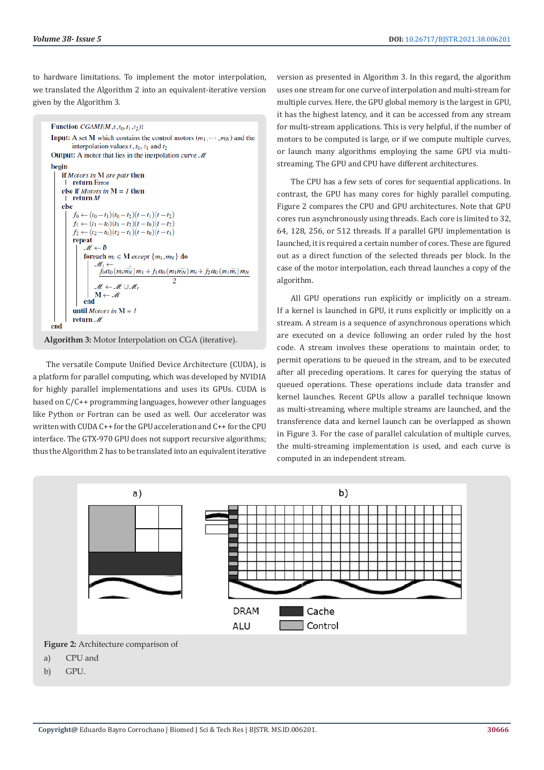to hardware limitations. To implement the motor interpolation, we translated the Algorithm 2 into an equivalent-iterative version given by the Algorithm 3.

```
Function CGAMI(M, t, t_0, t_1, t_2):
Input: A set M which contains the control motors (m_1, ..., m_N) and the
       interpolation values t, t_0, t_1 and t_2
Output: A motor that lies in the inerpolation curve 𝓜
begin
    if Motors in M are pair then
        return Error
    else if Motors in M = 1 then
        return M
    else
        f_0 ← (t_0 − t_1)(t_0 − t_2)(t − t_1)(t − t_2)
        f_1 ← (t_1 − t_0)(t_1 − t_2)(t − t_0)(t − t_2)
        f_2 ← (t_2 − t_0)(t_2 − t_1)(t − t_0)(t − t_1)
        repeat
            𝓜 ← ∅
            foreach m_i ∈ M except {m_1, m_N} do
                𝓜_i ← ( f_0 α_0 (m_i m̃_N) m_1 + f_1 α_0 (m_1 m̃_N) m_i + f_2 α_0 (m_1 m̃_i) m_N ) / 2
                𝓜 ← 𝓜 ∪ 𝓜_i
                M ← 𝓜
            end
        until Motors in M = 1
        return 𝓜
end
```

**Algorithm 3:** Motor Interpolation on CGA (iterative).

The versatile Compute Unified Device Architecture (CUDA), is a platform for parallel computing, which was developed by NVIDIA for highly parallel implementations and uses its GPUs. CUDA is based on C/C++ programming languages, however other languages like Python or Fortran can be used as well. Our accelerator was written with CUDA C++ for the GPU acceleration and C++ for the CPU interface. The GTX-970 GPU does not support recursive algorithms; thus the Algorithm 2 has to be translated into an equivalent iterative version as presented in Algorithm 3. In this regard, the algorithm uses one stream for one curve of interpolation and multi-stream for multiple curves. Here, the GPU global memory is the largest in GPU, it has the highest latency, and it can be accessed from any stream for multi-stream applications. This is very helpful, if the number of motors to be computed is large, or if we compute multiple curves, or launch many algorithms employing the same GPU via multi-streaming. The GPU and CPU have different architectures.

The CPU has a few sets of cores for sequential applications. In contrast, the GPU has many cores for highly parallel computing. Figure 2 compares the CPU and GPU architectures. Note that GPU cores run asynchronously using threads. Each core is limited to 32, 64, 128, 256, or 512 threads. If a parallel GPU implementation is launched, it is required a certain number of cores. These are figured out as a direct function of the selected threads per block. In the case of the motor interpolation, each thread launches a copy of the algorithm.

All GPU operations run explicitly or implicitly on a stream. If a kernel is launched in GPU, it runs explicitly or implicitly on a stream. A stream is a sequence of asynchronous operations which are executed on a device following an order ruled by the host code. A stream involves these operations to maintain order, to permit operations to be queued in the stream, and to be executed after all preceding operations. It cares for querying the status of queued operations. These operations include data transfer and kernel launches. Recent GPUs allow a parallel technique known as multi-streaming, where multiple streams are launched, and the transference data and kernel launch can be overlapped as shown in Figure 3. For the case of parallel calculation of multiple curves, the multi-streaming implementation is used, and each curve is computed in an independent stream.

**Figure 2:** Architecture comparison of

a) CPU and

b) GPU.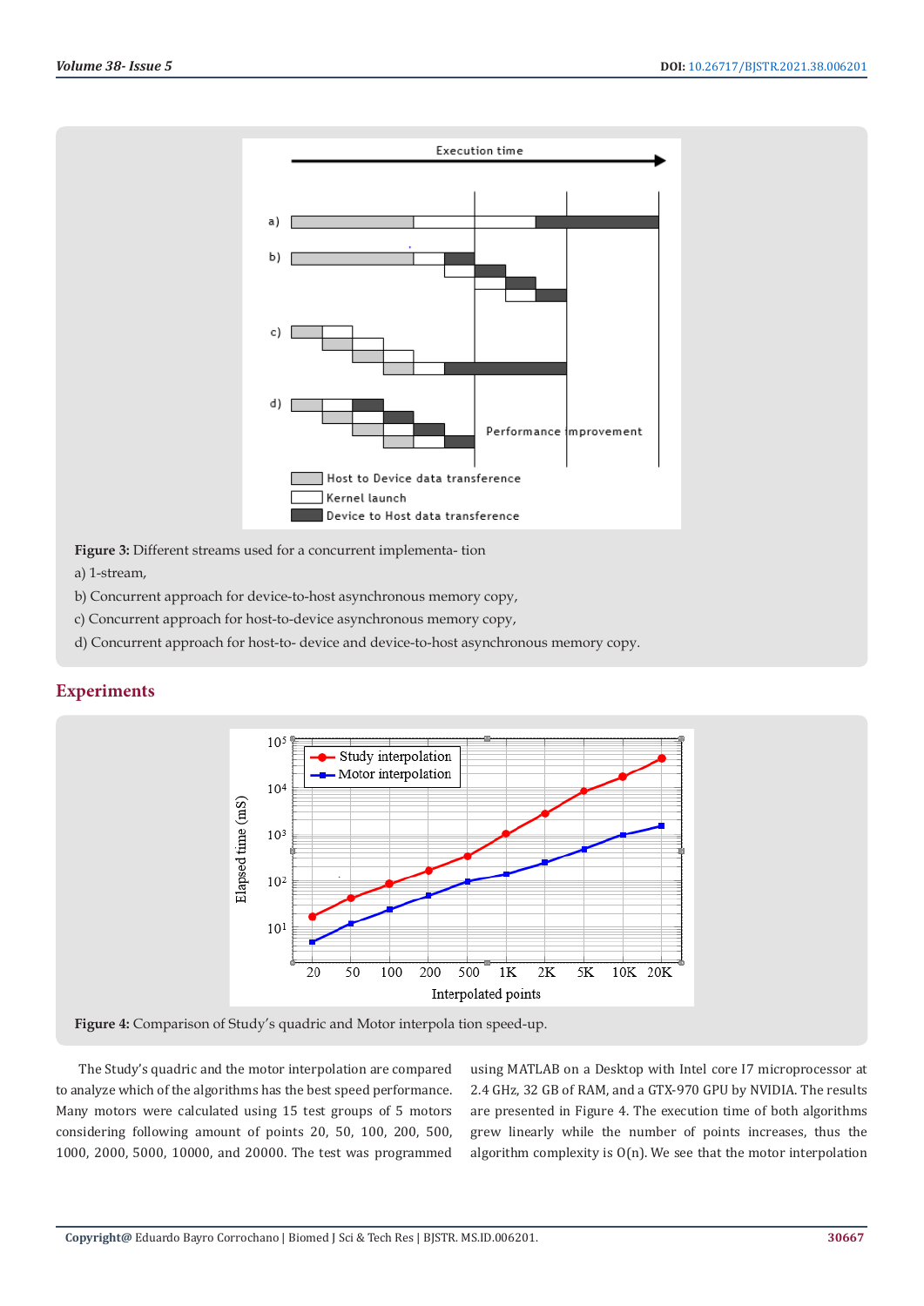**Figure 3:** Different streams used for a concurrent implementa- tion

a) 1-stream,

b) Concurrent approach for device-to-host asynchronous memory copy,

c) Concurrent approach for host-to-device asynchronous memory copy,

d) Concurrent approach for host-to- device and device-to-host asynchronous memory copy.

## Experiments

**Figure 4:** Comparison of Study's quadric and Motor interpola tion speed-up.

The Study's quadric and the motor interpolation are compared to analyze which of the algorithms has the best speed performance. Many motors were calculated using 15 test groups of 5 motors considering following amount of points 20, 50, 100, 200, 500, 1000, 2000, 5000, 10000, and 20000. The test was programmed using MATLAB on a Desktop with Intel core I7 microprocessor at 2.4 GHz, 32 GB of RAM, and a GTX-970 GPU by NVIDIA. The results are presented in Figure 4. The execution time of both algorithms grew linearly while the number of points increases, thus the algorithm complexity is O(n). We see that the motor interpolation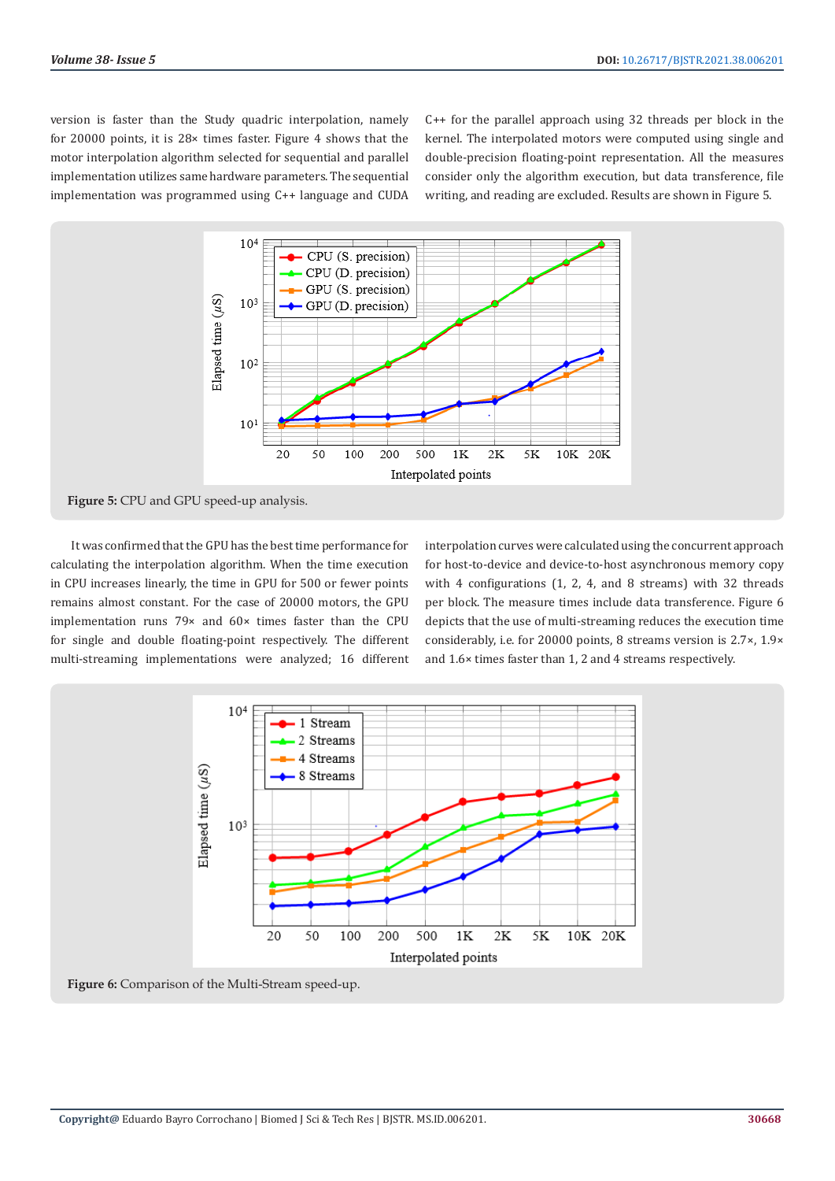version is faster than the Study quadric interpolation, namely for 20000 points, it is 28× times faster. Figure 4 shows that the motor interpolation algorithm selected for sequential and parallel implementation utilizes same hardware parameters. The sequential implementation was programmed using C++ language and CUDA C++ for the parallel approach using 32 threads per block in the kernel. The interpolated motors were computed using single and double-precision floating-point representation. All the measures consider only the algorithm execution, but data transference, file writing, and reading are excluded. Results are shown in Figure 5.

**Figure 5:** CPU and GPU speed-up analysis.

It was confirmed that the GPU has the best time performance for calculating the interpolation algorithm. When the time execution in CPU increases linearly, the time in GPU for 500 or fewer points remains almost constant. For the case of 20000 motors, the GPU implementation runs 79× and 60× times faster than the CPU for single and double floating-point respectively. The different multi-streaming implementations were analyzed; 16 different interpolation curves were calculated using the concurrent approach for host-to-device and device-to-host asynchronous memory copy with 4 configurations (1, 2, 4, and 8 streams) with 32 threads per block. The measure times include data transference. Figure 6 depicts that the use of multi-streaming reduces the execution time considerably, i.e. for 20000 points, 8 streams version is 2.7×, 1.9× and 1.6× times faster than 1, 2 and 4 streams respectively.

**Figure 6:** Comparison of the Multi-Stream speed-up.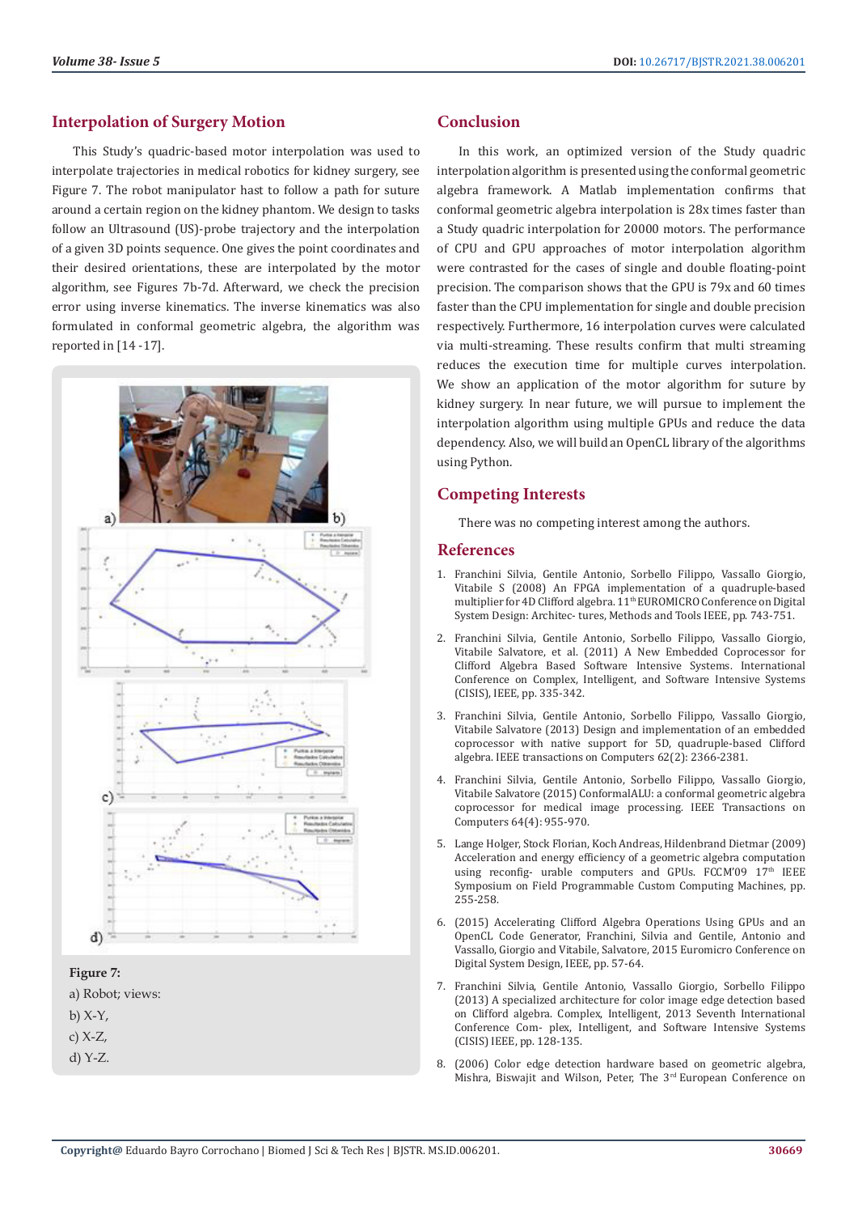## Interpolation of Surgery Motion

This Study's quadric-based motor interpolation was used to interpolate trajectories in medical robotics for kidney surgery, see Figure 7. The robot manipulator hast to follow a path for suture around a certain region on the kidney phantom. We design to tasks follow an Ultrasound (US)-probe trajectory and the interpolation of a given 3D points sequence. One gives the point coordinates and their desired orientations, these are interpolated by the motor algorithm, see Figures 7b-7d. Afterward, we check the precision error using inverse kinematics. The inverse kinematics was also formulated in conformal geometric algebra, the algorithm was reported in [14 -17].

**Figure 7:**

a) Robot; views:

b) X-Y,

c) X-Z,

d) Y-Z.

## Conclusion

In this work, an optimized version of the Study quadric interpolation algorithm is presented using the conformal geometric algebra framework. A Matlab implementation confirms that conformal geometric algebra interpolation is 28x times faster than a Study quadric interpolation for 20000 motors. The performance of CPU and GPU approaches of motor interpolation algorithm were contrasted for the cases of single and double floating-point precision. The comparison shows that the GPU is 79x and 60 times faster than the CPU implementation for single and double precision respectively. Furthermore, 16 interpolation curves were calculated via multi-streaming. These results confirm that multi streaming reduces the execution time for multiple curves interpolation. We show an application of the motor algorithm for suture by kidney surgery. In near future, we will pursue to implement the interpolation algorithm using multiple GPUs and reduce the data dependency. Also, we will build an OpenCL library of the algorithms using Python.

## Competing Interests

There was no competing interest among the authors.

## References

1. Franchini Silvia, Gentile Antonio, Sorbello Filippo, Vassallo Giorgio, Vitabile S (2008) An FPGA implementation of a quadruple-based multiplier for 4D Clifford algebra. 11th EUROMICRO Conference on Digital System Design: Architec- tures, Methods and Tools IEEE, pp. 743-751.
2. Franchini Silvia, Gentile Antonio, Sorbello Filippo, Vassallo Giorgio, Vitabile Salvatore, et al. (2011) A New Embedded Coprocessor for Clifford Algebra Based Software Intensive Systems. International Conference on Complex, Intelligent, and Software Intensive Systems (CISIS), IEEE, pp. 335-342.
3. Franchini Silvia, Gentile Antonio, Sorbello Filippo, Vassallo Giorgio, Vitabile Salvatore (2013) Design and implementation of an embedded coprocessor with native support for 5D, quadruple-based Clifford algebra. IEEE transactions on Computers 62(2): 2366-2381.
4. Franchini Silvia, Gentile Antonio, Sorbello Filippo, Vassallo Giorgio, Vitabile Salvatore (2015) ConformalALU: a conformal geometric algebra coprocessor for medical image processing. IEEE Transactions on Computers 64(4): 955-970.
5. Lange Holger, Stock Florian, Koch Andreas, Hildenbrand Dietmar (2009) Acceleration and energy efficiency of a geometric algebra computation using reconfig- urable computers and GPUs. FCCM'09 17th IEEE Symposium on Field Programmable Custom Computing Machines, pp. 255-258.
6. (2015) Accelerating Clifford Algebra Operations Using GPUs and an OpenCL Code Generator, Franchini, Silvia and Gentile, Antonio and Vassallo, Giorgio and Vitabile, Salvatore, 2015 Euromicro Conference on Digital System Design, IEEE, pp. 57-64.
7. Franchini Silvia, Gentile Antonio, Vassallo Giorgio, Sorbello Filippo (2013) A specialized architecture for color image edge detection based on Clifford algebra. Complex, Intelligent, 2013 Seventh International Conference Com- plex, Intelligent, and Software Intensive Systems (CISIS) IEEE, pp. 128-135.
8. (2006) Color edge detection hardware based on geometric algebra, Mishra, Biswajit and Wilson, Peter, The 3rd European Conference on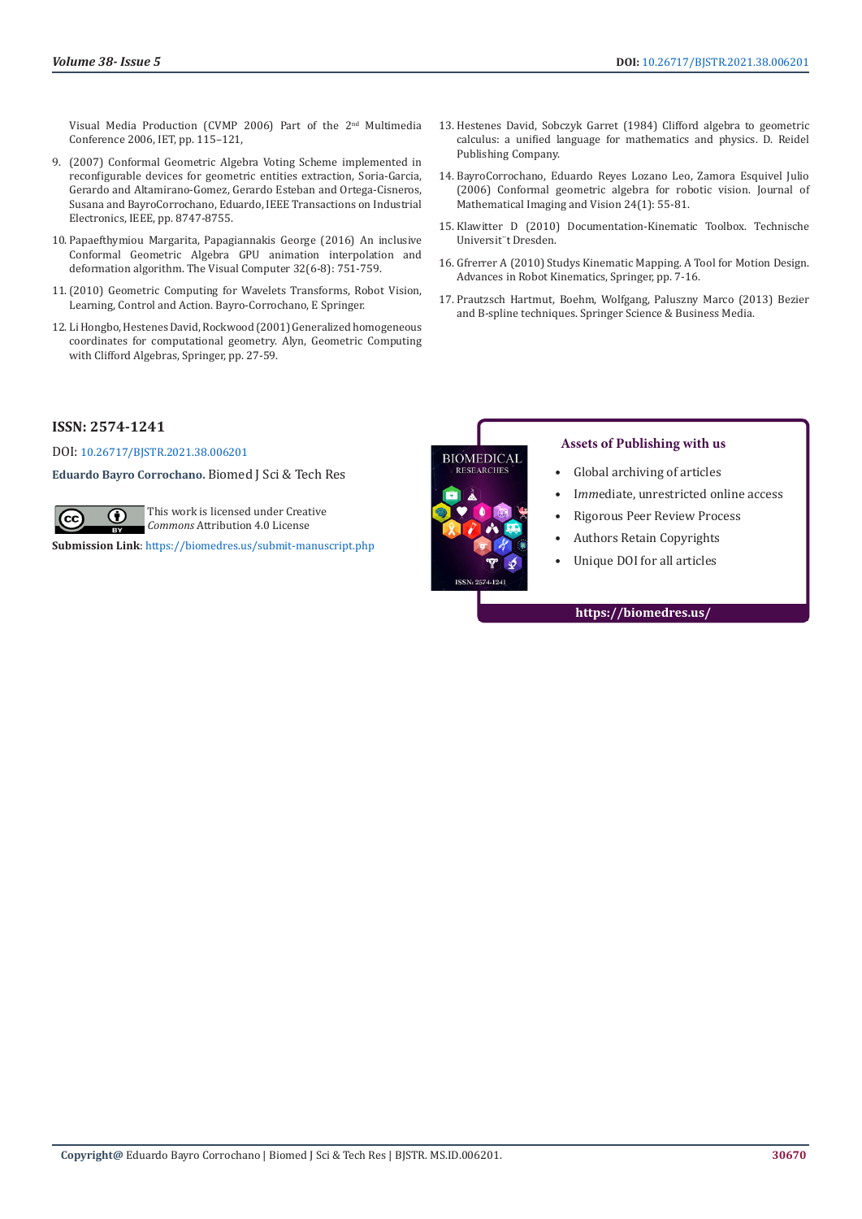Visual Media Production (CVMP 2006) Part of the 2nd Multimedia Conference 2006, IET, pp. 115–121,

9. (2007) Conformal Geometric Algebra Voting Scheme implemented in reconfigurable devices for geometric entities extraction, Soria-Garcia, Gerardo and Altamirano-Gomez, Gerardo Esteban and Ortega-Cisneros, Susana and BayroCorrochano, Eduardo, IEEE Transactions on Industrial Electronics, IEEE, pp. 8747-8755.
10. Papaefthymiou Margarita, Papagiannakis George (2016) An inclusive Conformal Geometric Algebra GPU animation interpolation and deformation algorithm. The Visual Computer 32(6-8): 751-759.
11. (2010) Geometric Computing for Wavelets Transforms, Robot Vision, Learning, Control and Action. Bayro-Corrochano, E Springer.
12. Li Hongbo, Hestenes David, Rockwood (2001) Generalized homogeneous coordinates for computational geometry. Alyn, Geometric Computing with Clifford Algebras, Springer, pp. 27-59.
13. Hestenes David, Sobczyk Garret (1984) Clifford algebra to geometric calculus: a unified language for mathematics and physics. D. Reidel Publishing Company.
14. BayroCorrochano, Eduardo Reyes Lozano Leo, Zamora Esquivel Julio (2006) Conformal geometric algebra for robotic vision. Journal of Mathematical Imaging and Vision 24(1): 55-81.
15. Klawitter D (2010) Documentation-Kinematic Toolbox. Technische Universit¨t Dresden.
16. Gfrerrer A (2010) Studys Kinematic Mapping. A Tool for Motion Design. Advances in Robot Kinematics, Springer, pp. 7-16.
17. Prautzsch Hartmut, Boehm, Wolfgang, Paluszny Marco (2013) Bezier and B-spline techniques. Springer Science & Business Media.

**ISSN: 2574-1241**

DOI: 10.26717/BJSTR.2021.38.006201

**Eduardo Bayro Corrochano.** Biomed J Sci & Tech Res

This work is licensed under Creative *Commons* Attribution 4.0 License

**Submission Link**: https://biomedres.us/submit-manuscript.php

**Assets of Publishing with us**

- Global archiving of articles
- Immediate, unrestricted online access
- Rigorous Peer Review Process
- Authors Retain Copyrights
- Unique DOI for all articles

**https://biomedres.us/**

**Copyright@** Eduardo Bayro Corrochano | Biomed J Sci & Tech Res | BJSTR. MS.ID.006201.